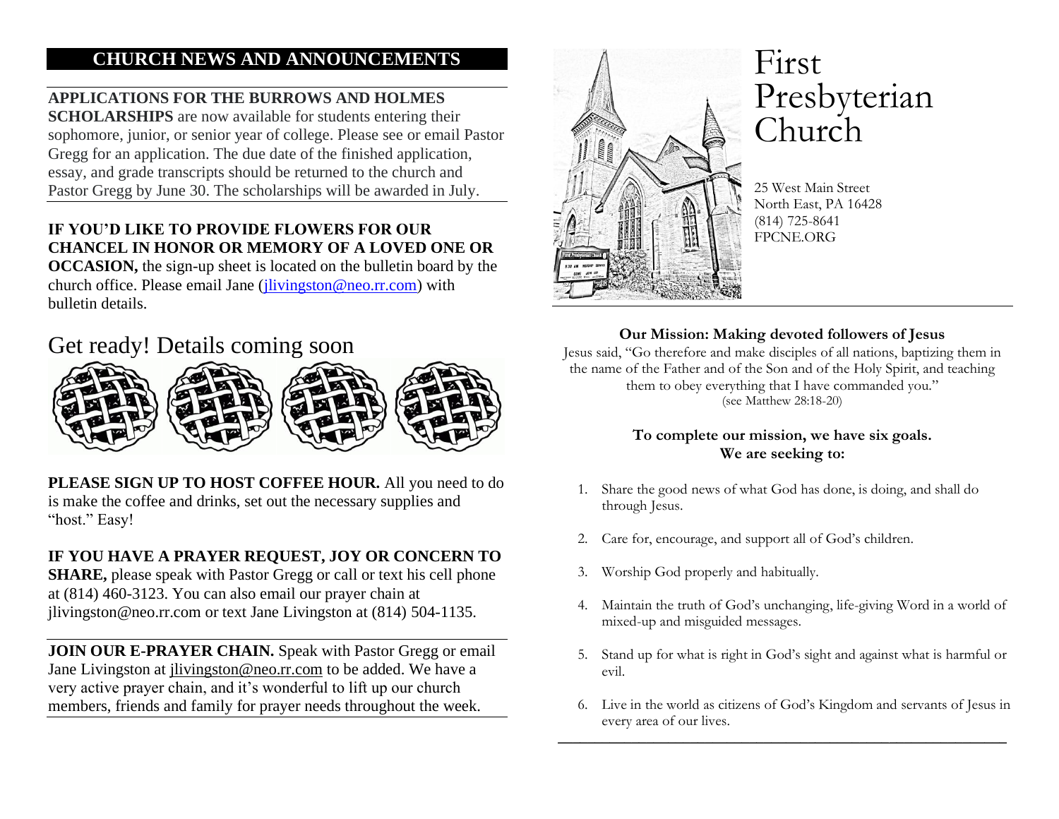## CHURCH NEWS AND ANNOUNCEMENTS

**APPLICATIONS FOR THE BURROWS AND HOLMES SCHOLARSHIPS** are now available for students entering their sophomore, junior, or senior year of college. Please see or email Pastor Gregg for an application. The due date of the finished application, essay, and grade transcripts should be returned to the church and Pastor Gregg by June 30. The scholarships will be awarded in July.

**IF YOU'D LIKE TO PROVIDE FLOWERS FOR OUR CHANCEL IN HONOR OR MEMORY OF A LOVED ONE OR OCCASION,** the sign-up sheet is located on the bulletin board by the church office. Please email Jane (jlivingston@neo.rr.com) with bulletin details.

Get ready! Details coming soon

**PLEASE SIGN UP TO HOST COFFEE HOUR.** All you need to do is make the coffee and drinks, set out the necessary supplies and "host." Easy!

**IF YOU HAVE A PRAYER REQUEST, JOY OR CONCERN TO SHARE,** please speak with Pastor Gregg or call or text his cell phone at (814) 460-3123. You can also email our prayer chain at jlivingston@neo.rr.com or text Jane Livingston at (814) 504-1135.

**JOIN OUR E-PRAYER CHAIN.** Speak with Pastor Gregg or email Jane Livingston at jlivingston@neo.rr.com to be added. We have a very active prayer chain, and it's wonderful to lift up our church members, friends and family for prayer needs throughout the week.

# First Presbyterian Church

25 West Main Street
North East, PA 16428
(814) 725-8641
FPCNE.ORG

**Our Mission: Making devoted followers of Jesus**

Jesus said, "Go therefore and make disciples of all nations, baptizing them in the name of the Father and of the Son and of the Holy Spirit, and teaching them to obey everything that I have commanded you."
(see Matthew 28:18-20)

**To complete our mission, we have six goals.**
**We are seeking to:**

1. Share the good news of what God has done, is doing, and shall do through Jesus.
2. Care for, encourage, and support all of God's children.
3. Worship God properly and habitually.
4. Maintain the truth of God's unchanging, life-giving Word in a world of mixed-up and misguided messages.
5. Stand up for what is right in God's sight and against what is harmful or evil.
6. Live in the world as citizens of God's Kingdom and servants of Jesus in every area of our lives.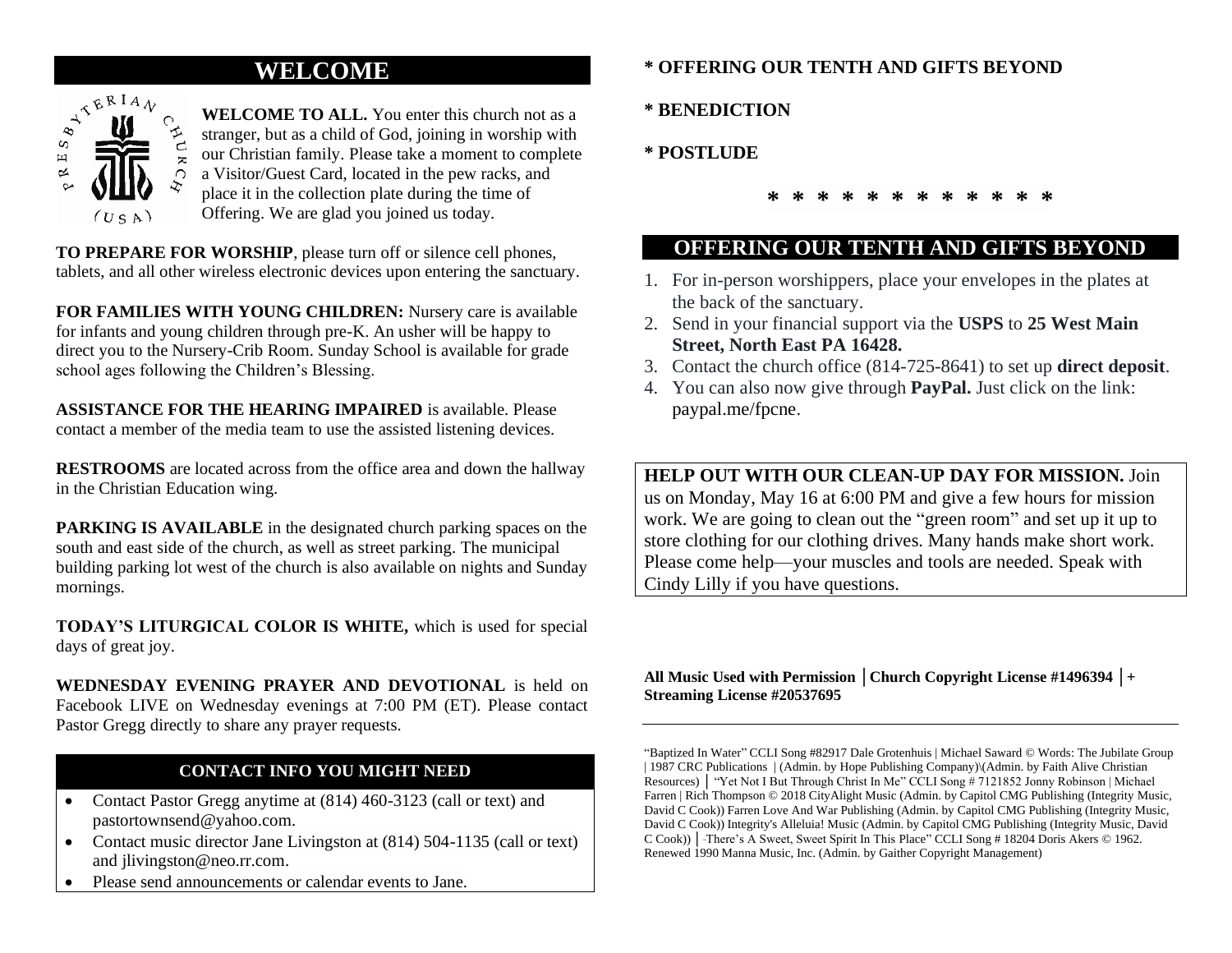## WELCOME

**WELCOME TO ALL.** You enter this church not as a stranger, but as a child of God, joining in worship with our Christian family. Please take a moment to complete a Visitor/Guest Card, located in the pew racks, and place it in the collection plate during the time of Offering. We are glad you joined us today.

**TO PREPARE FOR WORSHIP**, please turn off or silence cell phones, tablets, and all other wireless electronic devices upon entering the sanctuary.

**FOR FAMILIES WITH YOUNG CHILDREN:** Nursery care is available for infants and young children through pre-K. An usher will be happy to direct you to the Nursery-Crib Room. Sunday School is available for grade school ages following the Children's Blessing.

**ASSISTANCE FOR THE HEARING IMPAIRED** is available. Please contact a member of the media team to use the assisted listening devices.

**RESTROOMS** are located across from the office area and down the hallway in the Christian Education wing.

**PARKING IS AVAILABLE** in the designated church parking spaces on the south and east side of the church, as well as street parking. The municipal building parking lot west of the church is also available on nights and Sunday mornings.

**TODAY'S LITURGICAL COLOR IS WHITE,** which is used for special days of great joy.

**WEDNESDAY EVENING PRAYER AND DEVOTIONAL** is held on Facebook LIVE on Wednesday evenings at 7:00 PM (ET). Please contact Pastor Gregg directly to share any prayer requests.

### CONTACT INFO YOU MIGHT NEED

- Contact Pastor Gregg anytime at (814) 460-3123 (call or text) and pastortownsend@yahoo.com.
- Contact music director Jane Livingston at (814) 504-1135 (call or text) and jlivingston@neo.rr.com.
- Please send announcements or calendar events to Jane.

**\* OFFERING OUR TENTH AND GIFTS BEYOND**

**\* BENEDICTION**

**\* POSTLUDE**

\* \* \* \* \* \* \* \* \* \* \* \* \*

## OFFERING OUR TENTH AND GIFTS BEYOND

1. For in-person worshippers, place your envelopes in the plates at the back of the sanctuary.
2. Send in your financial support via the **USPS** to **25 West Main Street, North East PA 16428.**
3. Contact the church office (814-725-8641) to set up **direct deposit**.
4. You can also now give through **PayPal.** Just click on the link: paypal.me/fpcne.

**HELP OUT WITH OUR CLEAN-UP DAY FOR MISSION.** Join us on Monday, May 16 at 6:00 PM and give a few hours for mission work. We are going to clean out the "green room" and set up it up to store clothing for our clothing drives. Many hands make short work. Please come help—your muscles and tools are needed. Speak with Cindy Lilly if you have questions.

**All Music Used with Permission │Church Copyright License #1496394 │+ Streaming License #20537695**

---

"Baptized In Water" CCLI Song #82917 Dale Grotenhuis | Michael Saward © Words: The Jubilate Group | 1987 CRC Publications | (Admin. by Hope Publishing Company)\(Admin. by Faith Alive Christian Resources) │ "Yet Not I But Through Christ In Me" CCLI Song # 7121852 Jonny Robinson | Michael Farren | Rich Thompson © 2018 CityAlight Music (Admin. by Capitol CMG Publishing (Integrity Music, David C Cook)) Farren Love And War Publishing (Admin. by Capitol CMG Publishing (Integrity Music, David C Cook)) Integrity's Alleluia! Music (Admin. by Capitol CMG Publishing (Integrity Music, David C Cook)) │ "There's A Sweet, Sweet Spirit In This Place" CCLI Song # 18204 Doris Akers © 1962. Renewed 1990 Manna Music, Inc. (Admin. by Gaither Copyright Management)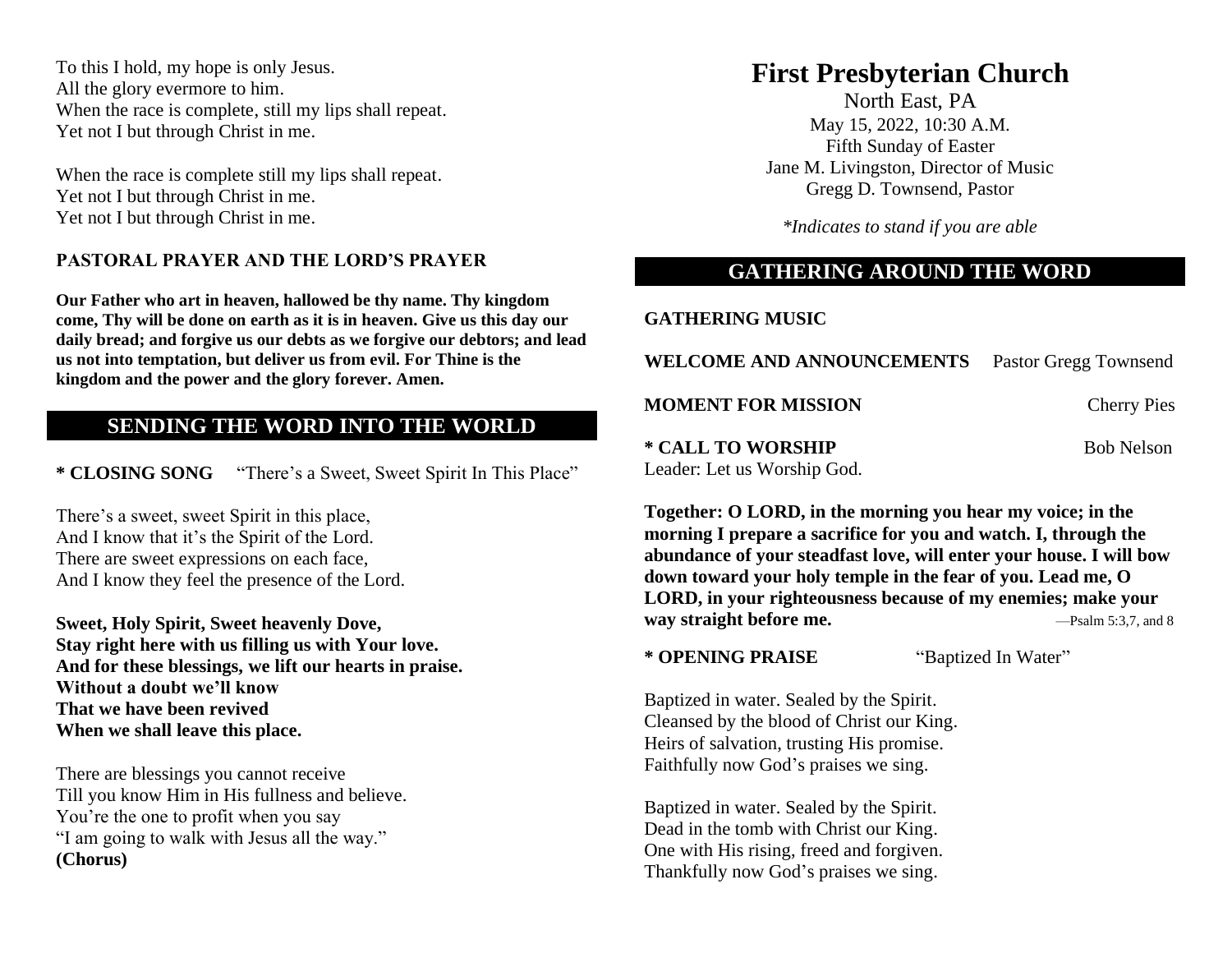To this I hold, my hope is only Jesus.
All the glory evermore to him.
When the race is complete, still my lips shall repeat.
Yet not I but through Christ in me.

When the race is complete still my lips shall repeat.
Yet not I but through Christ in me.
Yet not I but through Christ in me.

**PASTORAL PRAYER AND THE LORD'S PRAYER**

**Our Father who art in heaven, hallowed be thy name. Thy kingdom come, Thy will be done on earth as it is in heaven. Give us this day our daily bread; and forgive us our debts as we forgive our debtors; and lead us not into temptation, but deliver us from evil. For Thine is the kingdom and the power and the glory forever. Amen.**

## SENDING THE WORD INTO THE WORLD

**\* CLOSING SONG** "There's a Sweet, Sweet Spirit In This Place"

There's a sweet, sweet Spirit in this place,
And I know that it's the Spirit of the Lord.
There are sweet expressions on each face,
And I know they feel the presence of the Lord.

**Sweet, Holy Spirit, Sweet heavenly Dove,**
**Stay right here with us filling us with Your love.**
**And for these blessings, we lift our hearts in praise.**
**Without a doubt we'll know**
**That we have been revived**
**When we shall leave this place.**

There are blessings you cannot receive
Till you know Him in His fullness and believe.
You're the one to profit when you say
"I am going to walk with Jesus all the way."
**(Chorus)**

# First Presbyterian Church

North East, PA
May 15, 2022, 10:30 A.M.
Fifth Sunday of Easter
Jane M. Livingston, Director of Music
Gregg D. Townsend, Pastor

*\*Indicates to stand if you are able*

## GATHERING AROUND THE WORD

**GATHERING MUSIC**

**WELCOME AND ANNOUNCEMENTS** Pastor Gregg Townsend

**MOMENT FOR MISSION** Cherry Pies

**\* CALL TO WORSHIP** Bob Nelson
Leader: Let us Worship God.

**Together: O LORD, in the morning you hear my voice; in the morning I prepare a sacrifice for you and watch. I, through the abundance of your steadfast love, will enter your house. I will bow down toward your holy temple in the fear of you. Lead me, O LORD, in your righteousness because of my enemies; make your way straight before me.** —Psalm 5:3,7, and 8

**\* OPENING PRAISE** "Baptized In Water"

Baptized in water. Sealed by the Spirit.
Cleansed by the blood of Christ our King.
Heirs of salvation, trusting His promise.
Faithfully now God's praises we sing.

Baptized in water. Sealed by the Spirit.
Dead in the tomb with Christ our King.
One with His rising, freed and forgiven.
Thankfully now God's praises we sing.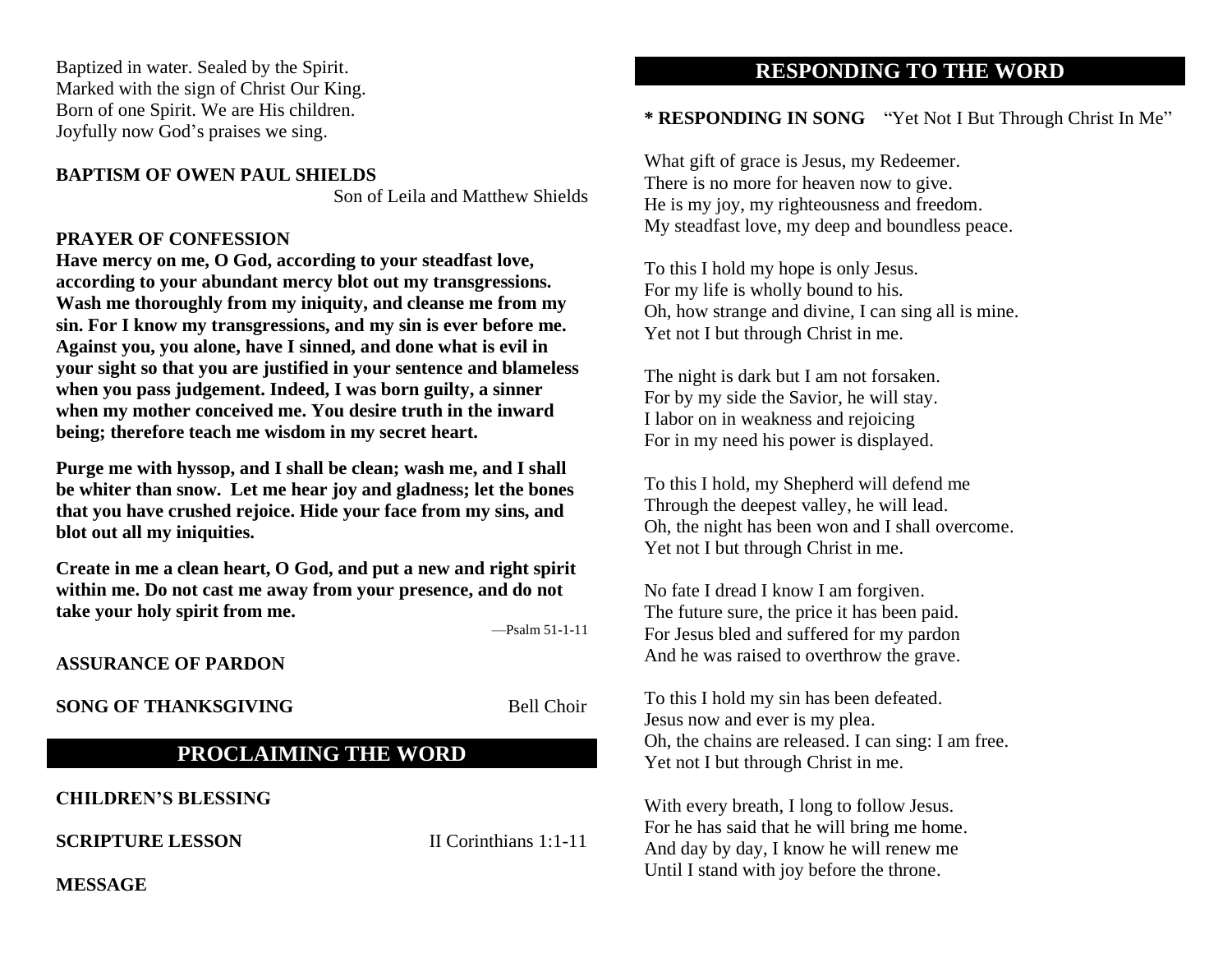Baptized in water. Sealed by the Spirit.
Marked with the sign of Christ Our King.
Born of one Spirit. We are His children.
Joyfully now God's praises we sing.

**BAPTISM OF OWEN PAUL SHIELDS**

Son of Leila and Matthew Shields

**PRAYER OF CONFESSION**

**Have mercy on me, O God, according to your steadfast love, according to your abundant mercy blot out my transgressions. Wash me thoroughly from my iniquity, and cleanse me from my sin. For I know my transgressions, and my sin is ever before me. Against you, you alone, have I sinned, and done what is evil in your sight so that you are justified in your sentence and blameless when you pass judgement. Indeed, I was born guilty, a sinner when my mother conceived me. You desire truth in the inward being; therefore teach me wisdom in my secret heart.**

**Purge me with hyssop, and I shall be clean; wash me, and I shall be whiter than snow. Let me hear joy and gladness; let the bones that you have crushed rejoice. Hide your face from my sins, and blot out all my iniquities.**

**Create in me a clean heart, O God, and put a new and right spirit within me. Do not cast me away from your presence, and do not take your holy spirit from me.**

—Psalm 51-1-11

**ASSURANCE OF PARDON**

**SONG OF THANKSGIVING** Bell Choir

## PROCLAIMING THE WORD

**CHILDREN'S BLESSING**

**SCRIPTURE LESSON** II Corinthians 1:1-11

**MESSAGE**

## RESPONDING TO THE WORD

**\* RESPONDING IN SONG** "Yet Not I But Through Christ In Me"

What gift of grace is Jesus, my Redeemer.
There is no more for heaven now to give.
He is my joy, my righteousness and freedom.
My steadfast love, my deep and boundless peace.

To this I hold my hope is only Jesus.
For my life is wholly bound to his.
Oh, how strange and divine, I can sing all is mine.
Yet not I but through Christ in me.

The night is dark but I am not forsaken.
For by my side the Savior, he will stay.
I labor on in weakness and rejoicing
For in my need his power is displayed.

To this I hold, my Shepherd will defend me
Through the deepest valley, he will lead.
Oh, the night has been won and I shall overcome.
Yet not I but through Christ in me.

No fate I dread I know I am forgiven.
The future sure, the price it has been paid.
For Jesus bled and suffered for my pardon
And he was raised to overthrow the grave.

To this I hold my sin has been defeated.
Jesus now and ever is my plea.
Oh, the chains are released. I can sing: I am free.
Yet not I but through Christ in me.

With every breath, I long to follow Jesus.
For he has said that he will bring me home.
And day by day, I know he will renew me
Until I stand with joy before the throne.